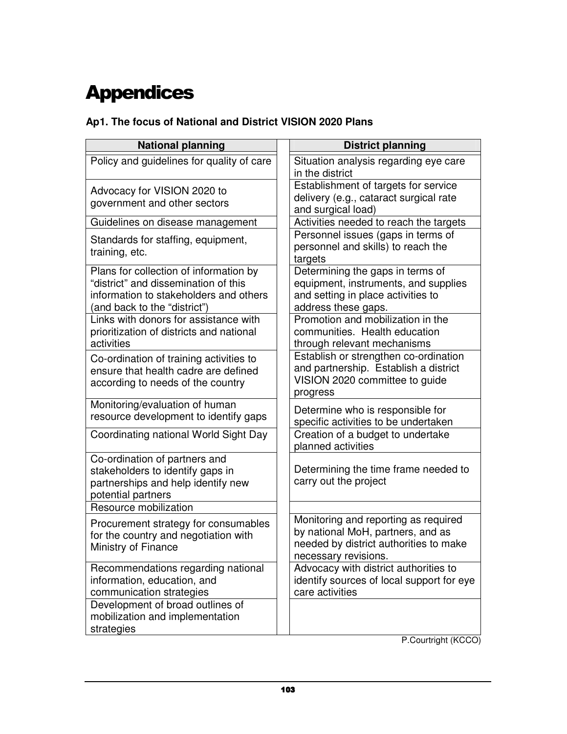# Appendices

### Ap1. The focus of National and District VISION 2020 Plans

| National planning | District planning |
| --- | --- |
| Policy and guidelines for quality of care | Situation analysis regarding eye care in the district |
| Advocacy for VISION 2020 to government and other sectors | Establishment of targets for service delivery (e.g., cataract surgical rate and surgical load) |
| Guidelines on disease management | Activities needed to reach the targets |
| Standards for staffing, equipment, training, etc. | Personnel issues (gaps in terms of personnel and skills) to reach the targets |
| Plans for collection of information by "district" and dissemination of this information to stakeholders and others (and back to the "district") | Determining the gaps in terms of equipment, instruments, and supplies and setting in place activities to address these gaps. |
| Links with donors for assistance with prioritization of districts and national activities | Promotion and mobilization in the communities. Health education through relevant mechanisms |
| Co-ordination of training activities to ensure that health cadre are defined according to needs of the country | Establish or strengthen co-ordination and partnership. Establish a district VISION 2020 committee to guide progress |
| Monitoring/evaluation of human resource development to identify gaps | Determine who is responsible for specific activities to be undertaken |
| Coordinating national World Sight Day | Creation of a budget to undertake planned activities |
| Co-ordination of partners and stakeholders to identify gaps in partnerships and help identify new potential partners | Determining the time frame needed to carry out the project |
| Resource mobilization | |
| Procurement strategy for consumables for the country and negotiation with Ministry of Finance | Monitoring and reporting as required by national MoH, partners, and as needed by district authorities to make necessary revisions. |
| Recommendations regarding national information, education, and communication strategies | Advocacy with district authorities to identify sources of local support for eye care activities |
| Development of broad outlines of mobilization and implementation strategies | |

P.Courtright (KCCO)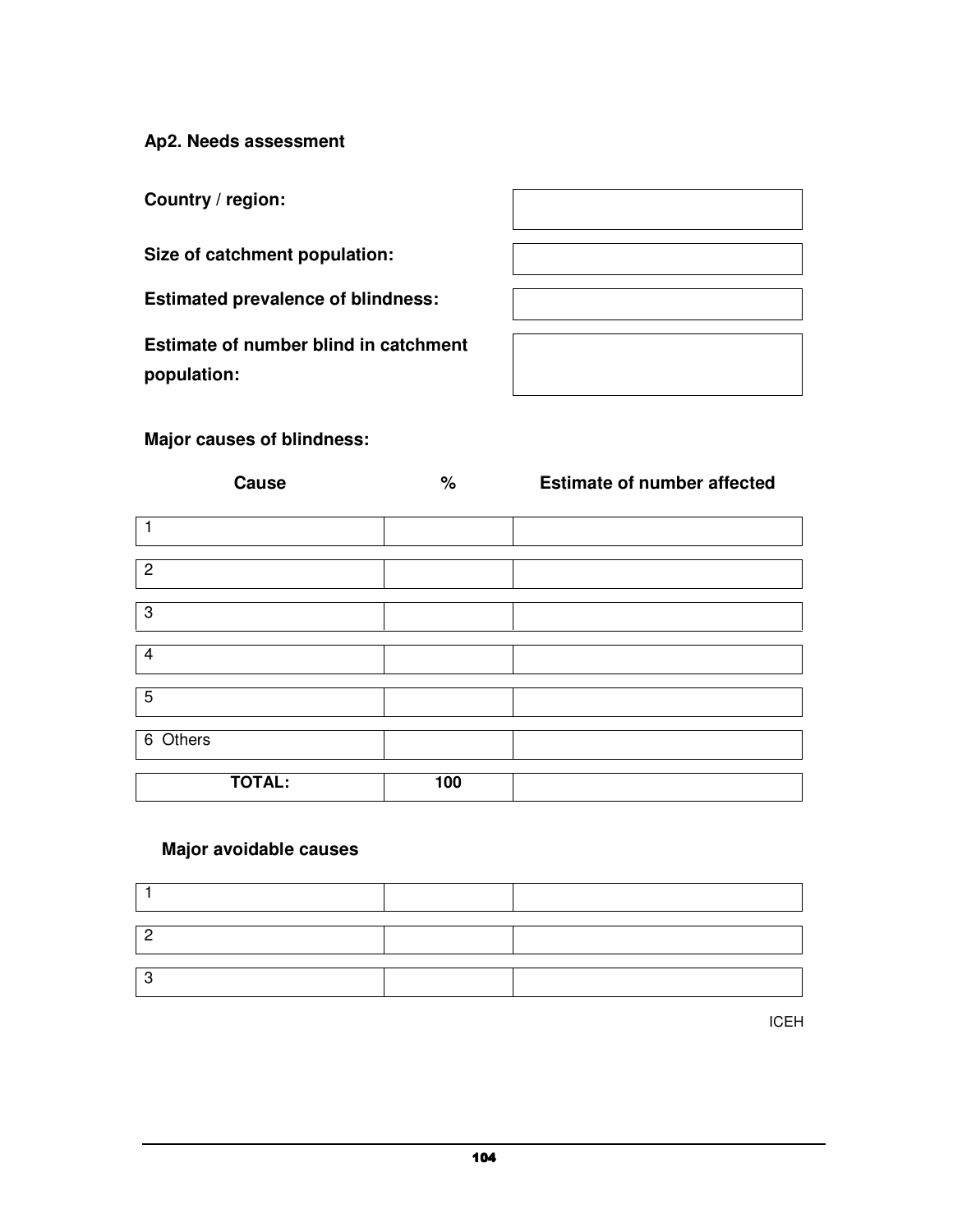## Ap2. Needs assessment

| | |
|---|---|
| **Country / region:** | |
| **Size of catchment population:** | |
| **Estimated prevalence of blindness:** | |
| **Estimate of number blind in catchment population:** | |

**Major causes of blindness:**

| Cause | % | Estimate of number affected |
|---|---|---|
| 1 | | |
| 2 | | |
| 3 | | |
| 4 | | |
| 5 | | |
| 6 Others | | |
| **TOTAL:** | **100** | |

**Major avoidable causes**

| | | |
|---|---|---|
| 1 | | |
| 2 | | |
| 3 | | |

ICEH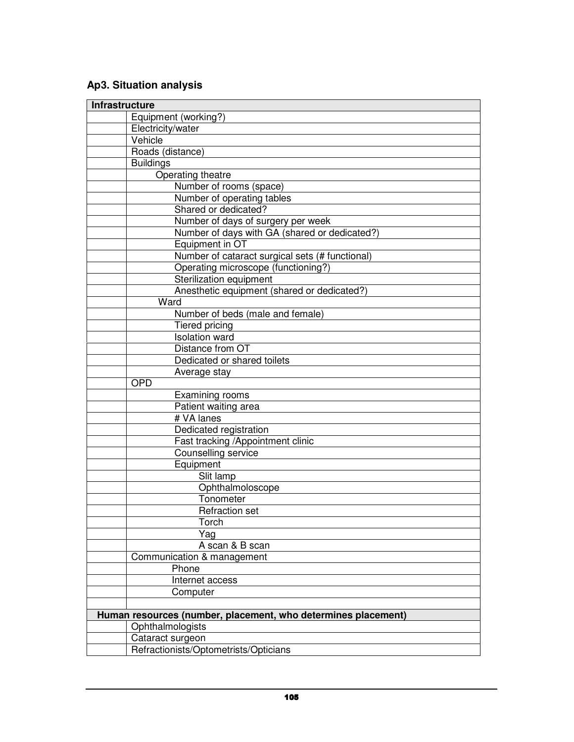### Ap3. Situation analysis

| Infrastructure | |
|---|---|
| | Equipment (working?) |
| | Electricity/water |
| | Vehicle |
| | Roads (distance) |
| | Buildings |
| | Operating theatre |
| | Number of rooms (space) |
| | Number of operating tables |
| | Shared or dedicated? |
| | Number of days of surgery per week |
| | Number of days with GA (shared or dedicated?) |
| | Equipment in OT |
| | Number of cataract surgical sets (# functional) |
| | Operating microscope (functioning?) |
| | Sterilization equipment |
| | Anesthetic equipment (shared or dedicated?) |
| | Ward |
| | Number of beds (male and female) |
| | Tiered pricing |
| | Isolation ward |
| | Distance from OT |
| | Dedicated or shared toilets |
| | Average stay |
| | OPD |
| | Examining rooms |
| | Patient waiting area |
| | # VA lanes |
| | Dedicated registration |
| | Fast tracking /Appointment clinic |
| | Counselling service |
| | Equipment |
| | Slit lamp |
| | Ophthalmoloscope |
| | Tonometer |
| | Refraction set |
| | Torch |
| | Yag |
| | A scan & B scan |
| | Communication & management |
| | Phone |
| | Internet access |
| | Computer |
| | |
| **Human resources (number, placement, who determines placement)** | |
| | Ophthalmologists |
| | Cataract surgeon |
| | Refractionists/Optometrists/Opticians |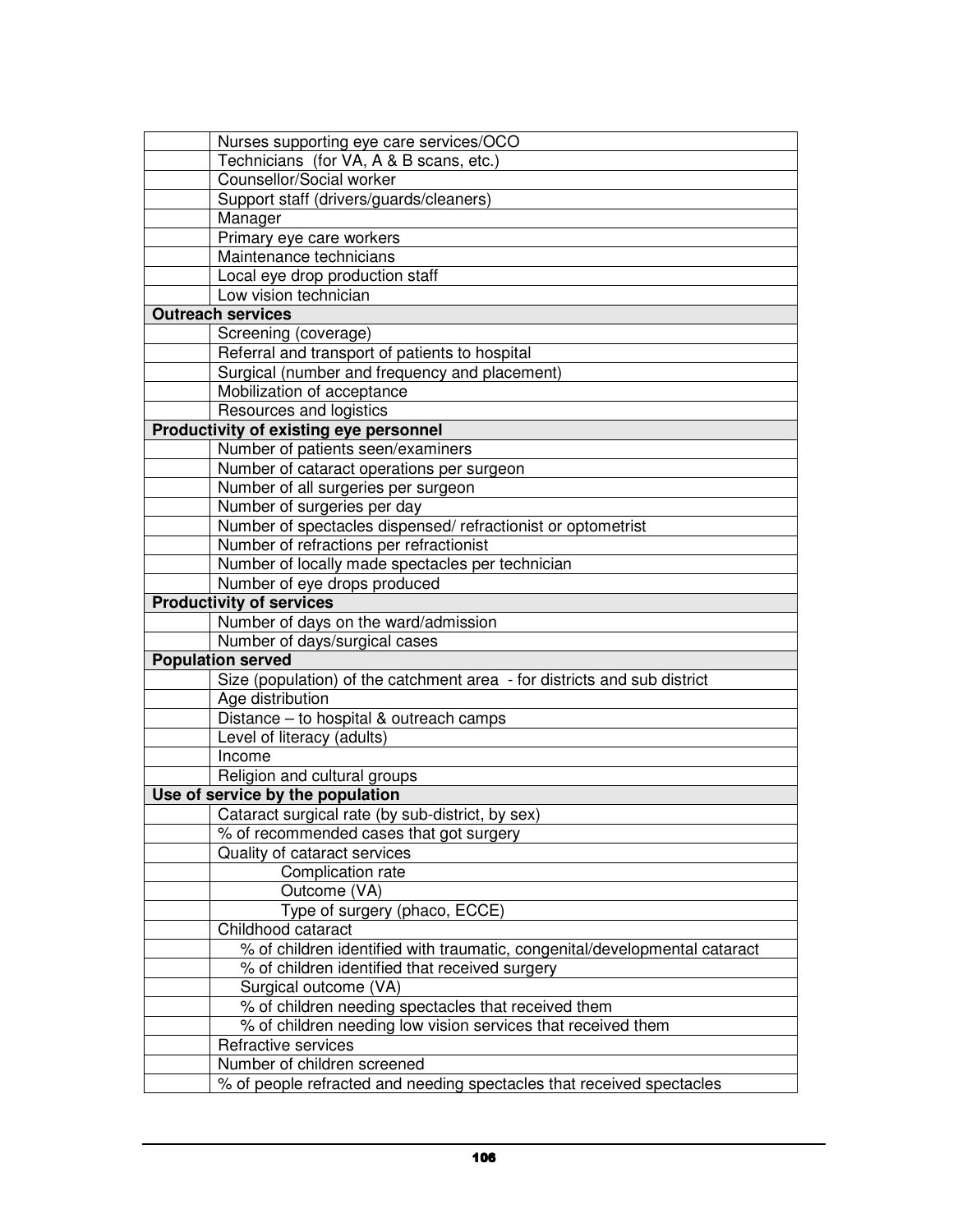| | |
|---|---|
| | Nurses supporting eye care services/OCO |
| | Technicians (for VA, A & B scans, etc.) |
| | Counsellor/Social worker |
| | Support staff (drivers/guards/cleaners) |
| | Manager |
| | Primary eye care workers |
| | Maintenance technicians |
| | Local eye drop production staff |
| | Low vision technician |
| **Outreach services** | |
| | Screening (coverage) |
| | Referral and transport of patients to hospital |
| | Surgical (number and frequency and placement) |
| | Mobilization of acceptance |
| | Resources and logistics |
| **Productivity of existing eye personnel** | |
| | Number of patients seen/examiners |
| | Number of cataract operations per surgeon |
| | Number of all surgeries per surgeon |
| | Number of surgeries per day |
| | Number of spectacles dispensed/ refractionist or optometrist |
| | Number of refractions per refractionist |
| | Number of locally made spectacles per technician |
| | Number of eye drops produced |
| **Productivity of services** | |
| | Number of days on the ward/admission |
| | Number of days/surgical cases |
| **Population served** | |
| | Size (population) of the catchment area - for districts and sub district |
| | Age distribution |
| | Distance – to hospital & outreach camps |
| | Level of literacy (adults) |
| | Income |
| | Religion and cultural groups |
| **Use of service by the population** | |
| | Cataract surgical rate (by sub-district, by sex) |
| | % of recommended cases that got surgery |
| | Quality of cataract services |
| | Complication rate |
| | Outcome (VA) |
| | Type of surgery (phaco, ECCE) |
| | Childhood cataract |
| | % of children identified with traumatic, congenital/developmental cataract |
| | % of children identified that received surgery |
| | Surgical outcome (VA) |
| | % of children needing spectacles that received them |
| | % of children needing low vision services that received them |
| | Refractive services |
| | Number of children screened |
| | % of people refracted and needing spectacles that received spectacles |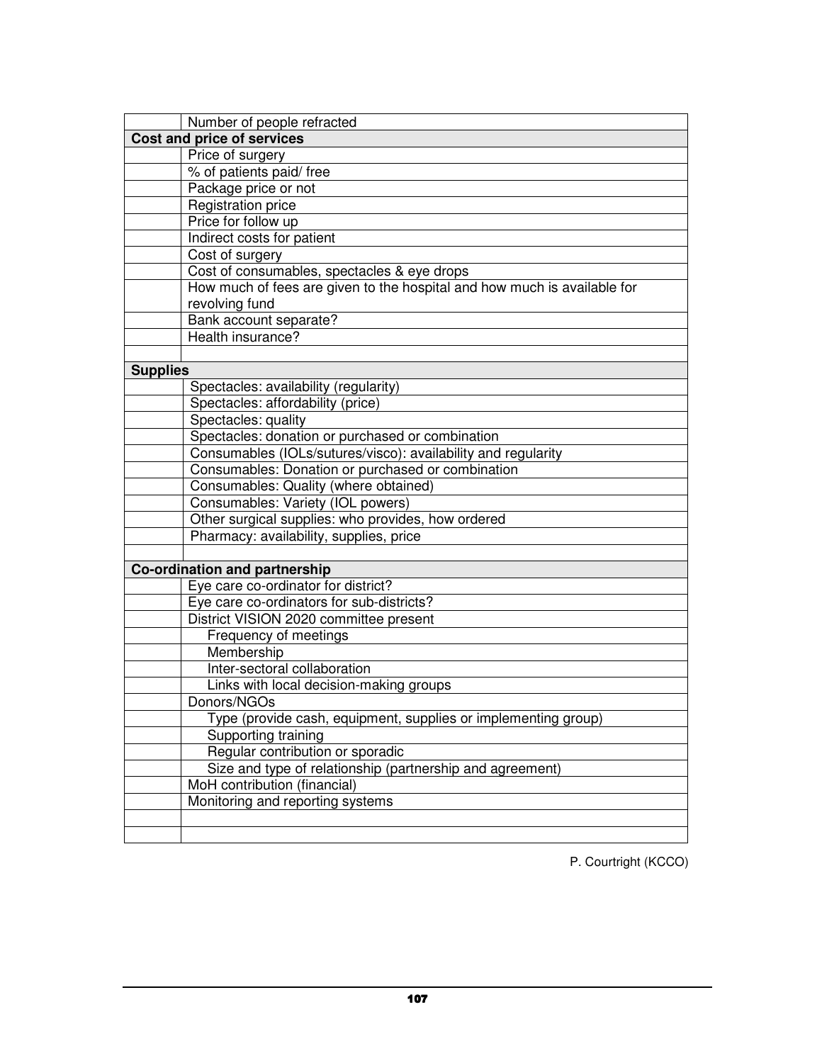| | |
|---|---|
| | Number of people refracted |
| **Cost and price of services** | |
| | Price of surgery |
| | % of patients paid/ free |
| | Package price or not |
| | Registration price |
| | Price for follow up |
| | Indirect costs for patient |
| | Cost of surgery |
| | Cost of consumables, spectacles & eye drops |
| | How much of fees are given to the hospital and how much is available for revolving fund |
| | Bank account separate? |
| | Health insurance? |
| | |
| **Supplies** | |
| | Spectacles: availability (regularity) |
| | Spectacles: affordability (price) |
| | Spectacles: quality |
| | Spectacles: donation or purchased or combination |
| | Consumables (IOLs/sutures/visco): availability and regularity |
| | Consumables: Donation or purchased or combination |
| | Consumables: Quality (where obtained) |
| | Consumables: Variety (IOL powers) |
| | Other surgical supplies: who provides, how ordered |
| | Pharmacy: availability, supplies, price |
| | |
| **Co-ordination and partnership** | |
| | Eye care co-ordinator for district? |
| | Eye care co-ordinators for sub-districts? |
| | District VISION 2020 committee present |
| | Frequency of meetings |
| | Membership |
| | Inter-sectoral collaboration |
| | Links with local decision-making groups |
| | Donors/NGOs |
| | Type (provide cash, equipment, supplies or implementing group) |
| | Supporting training |
| | Regular contribution or sporadic |
| | Size and type of relationship (partnership and agreement) |
| | MoH contribution (financial) |
| | Monitoring and reporting systems |
| | |
| | |

P. Courtright (KCCO)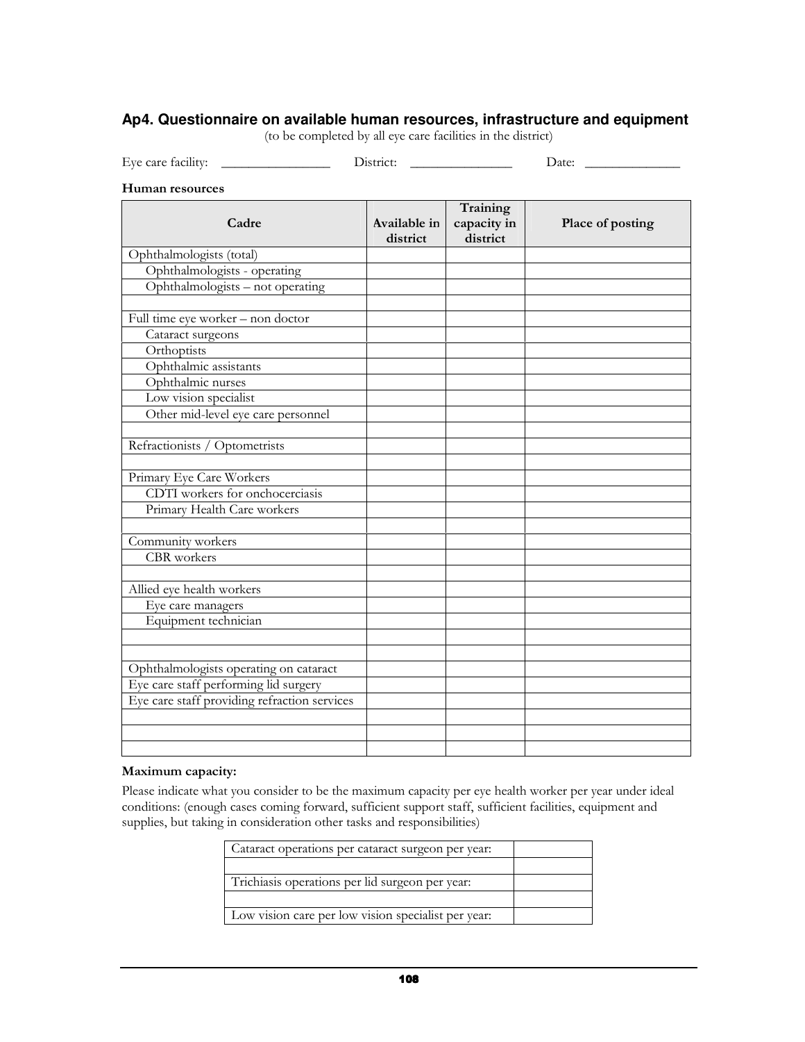## Ap4. Questionnaire on available human resources, infrastructure and equipment

(to be completed by all eye care facilities in the district)

Eye care facility: ________________ District: _______________ Date: ______________

**Human resources**

| Cadre | Available in district | Training capacity in district | Place of posting |
|---|---|---|---|
| Ophthalmologists (total) | | | |
| Ophthalmologists - operating | | | |
| Ophthalmologists – not operating | | | |
| | | | |
| Full time eye worker – non doctor | | | |
| Cataract surgeons | | | |
| Orthoptists | | | |
| Ophthalmic assistants | | | |
| Ophthalmic nurses | | | |
| Low vision specialist | | | |
| Other mid-level eye care personnel | | | |
| | | | |
| Refractionists / Optometrists | | | |
| | | | |
| Primary Eye Care Workers | | | |
| CDTI workers for onchocerciasis | | | |
| Primary Health Care workers | | | |
| | | | |
| Community workers | | | |
| CBR workers | | | |
| | | | |
| Allied eye health workers | | | |
| Eye care managers | | | |
| Equipment technician | | | |
| | | | |
| | | | |
| Ophthalmologists operating on cataract | | | |
| Eye care staff performing lid surgery | | | |
| Eye care staff providing refraction services | | | |
| | | | |
| | | | |
| | | | |

**Maximum capacity:**

Please indicate what you consider to be the maximum capacity per eye health worker per year under ideal conditions: (enough cases coming forward, sufficient support staff, sufficient facilities, equipment and supplies, but taking in consideration other tasks and responsibilities)

| | |
|---|---|
| Cataract operations per cataract surgeon per year: | |
| | |
| Trichiasis operations per lid surgeon per year: | |
| | |
| Low vision care per low vision specialist per year: | |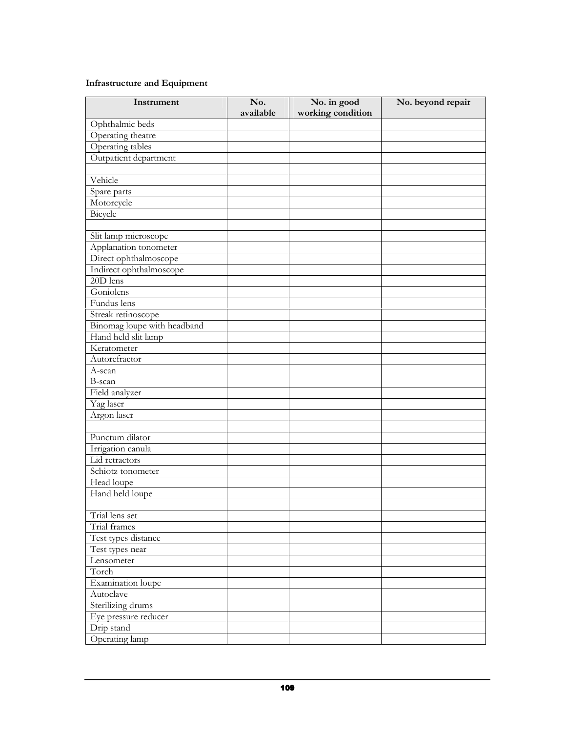**Infrastructure and Equipment**

| Instrument | No. available | No. in good working condition | No. beyond repair |
|---|---|---|---|
| Ophthalmic beds | | | |
| Operating theatre | | | |
| Operating tables | | | |
| Outpatient department | | | |
| | | | |
| Vehicle | | | |
| Spare parts | | | |
| Motorcycle | | | |
| Bicycle | | | |
| | | | |
| Slit lamp microscope | | | |
| Applanation tonometer | | | |
| Direct ophthalmoscope | | | |
| Indirect ophthalmoscope | | | |
| 20D lens | | | |
| Goniolens | | | |
| Fundus lens | | | |
| Streak retinoscope | | | |
| Binomag loupe with headband | | | |
| Hand held slit lamp | | | |
| Keratometer | | | |
| Autorefractor | | | |
| A-scan | | | |
| B-scan | | | |
| Field analyzer | | | |
| Yag laser | | | |
| Argon laser | | | |
| | | | |
| Punctum dilator | | | |
| Irrigation canula | | | |
| Lid retractors | | | |
| Schiotz tonometer | | | |
| Head loupe | | | |
| Hand held loupe | | | |
| | | | |
| Trial lens set | | | |
| Trial frames | | | |
| Test types distance | | | |
| Test types near | | | |
| Lensometer | | | |
| Torch | | | |
| Examination loupe | | | |
| Autoclave | | | |
| Sterilizing drums | | | |
| Eye pressure reducer | | | |
| Drip stand | | | |
| Operating lamp | | | |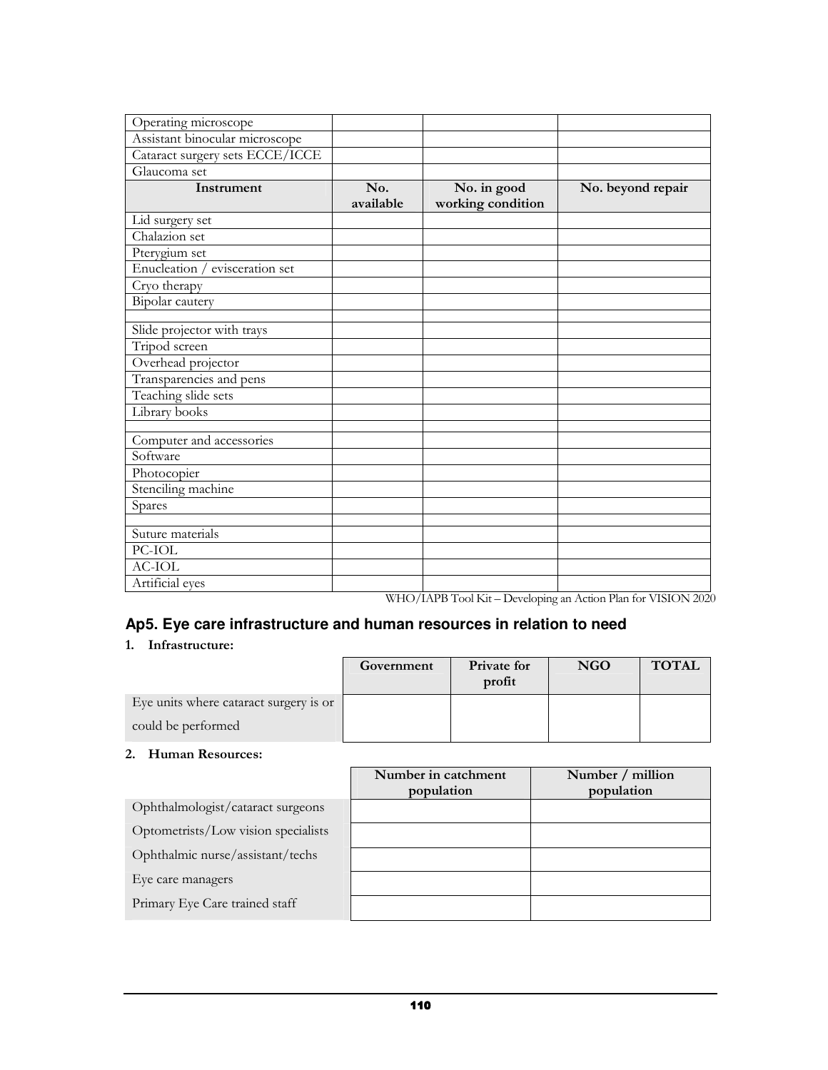| | | | |
|---|---|---|---|
| Operating microscope | | | |
| Assistant binocular microscope | | | |
| Cataract surgery sets ECCE/ICCE | | | |
| Glaucoma set | | | |
| **Instrument** | **No. available** | **No. in good working condition** | **No. beyond repair** |
| Lid surgery set | | | |
| Chalazion set | | | |
| Pterygium set | | | |
| Enucleation / evisceration set | | | |
| Cryo therapy | | | |
| Bipolar cautery | | | |
| | | | |
| Slide projector with trays | | | |
| Tripod screen | | | |
| Overhead projector | | | |
| Transparencies and pens | | | |
| Teaching slide sets | | | |
| Library books | | | |
| | | | |
| Computer and accessories | | | |
| Software | | | |
| Photocopier | | | |
| Stenciling machine | | | |
| Spares | | | |
| | | | |
| Suture materials | | | |
| PC-IOL | | | |
| AC-IOL | | | |
| Artificial eyes | | | |

WHO/IAPB Tool Kit – Developing an Action Plan for VISION 2020

## Ap5. Eye care infrastructure and human resources in relation to need

**1. Infrastructure:**

| | Government | Private for profit | NGO | TOTAL |
|---|---|---|---|---|
| Eye units where cataract surgery is or could be performed | | | | |

**2. Human Resources:**

| | Number in catchment population | Number / million population |
|---|---|---|
| Ophthalmologist/cataract surgeons | | |
| Optometrists/Low vision specialists | | |
| Ophthalmic nurse/assistant/techs | | |
| Eye care managers | | |
| Primary Eye Care trained staff | | |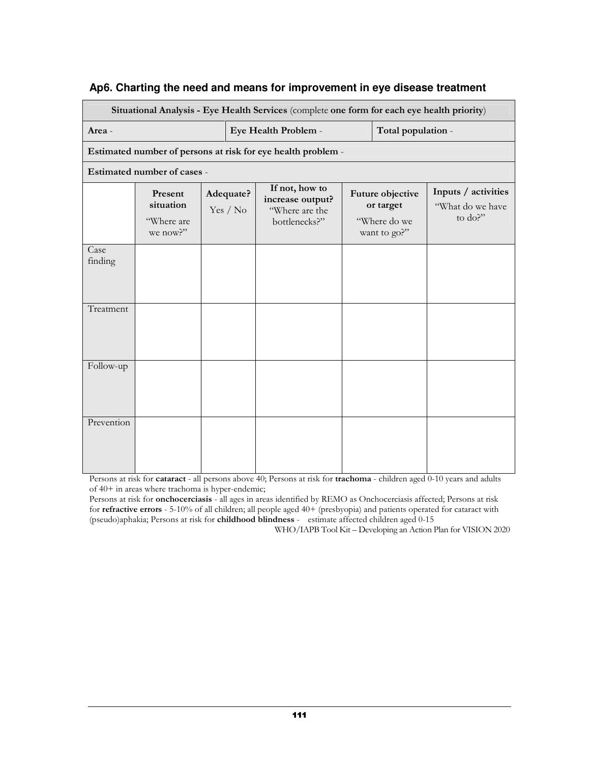## Ap6. Charting the need and means for improvement in eye disease treatment

| **Situational Analysis - Eye Health Services** (complete **one form for each eye health priority**) | | | | | |
|---|---|---|---|---|---|
| **Area** - | | **Eye Health Problem** - | | **Total population** - | |
| **Estimated number of persons at risk for eye health problem** - | | | | | |
| **Estimated number of cases** - | | | | | |
| | **Present situation** "Where are we now?" | **Adequate?** Yes / No | **If not, how to increase output?** "Where are the bottlenecks?" | **Future objective or target** "Where do we want to go?" | **Inputs / activities** "What do we have to do?" |
| Case finding | | | | | |
| Treatment | | | | | |
| Follow-up | | | | | |
| Prevention | | | | | |

Persons at risk for **cataract** - all persons above 40; Persons at risk for **trachoma** - children aged 0-10 years and adults of 40+ in areas where trachoma is hyper-endemic;
Persons at risk for **onchocerciasis** - all ages in areas identified by REMO as Onchocerciasis affected; Persons at risk for **refractive errors** - 5-10% of all children; all people aged 40+ (presbyopia) and patients operated for cataract with (pseudo)aphakia; Persons at risk for **childhood blindness** - estimate affected children aged 0-15

WHO/IAPB Tool Kit – Developing an Action Plan for VISION 2020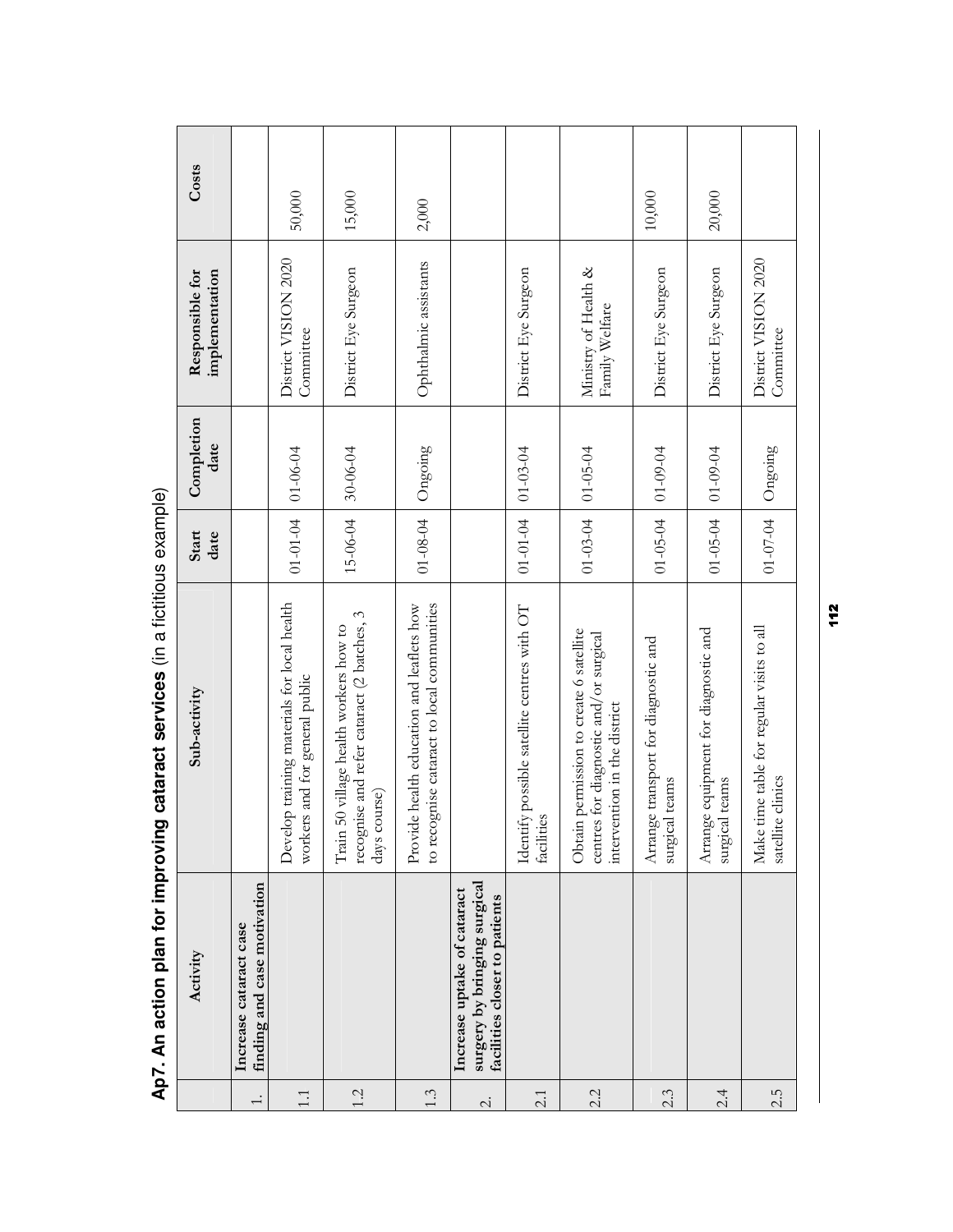## Ap7. An action plan for improving cataract services (in a fictitious example)

| | Activity | Sub-activity | Start date | Completion date | Responsible for implementation | Costs |
|---|---|---|---|---|---|---|
| 1. | **Increase cataract case finding and case motivation** | | | | | |
| 1.1 | | Develop training materials for local health workers and for general public | 01-01-04 | 01-06-04 | District VISION 2020 Committee | 50,000 |
| 1.2 | | Train 50 village health workers how to recognise and refer cataract (2 batches, 3 days course) | 15-06-04 | 30-06-04 | District Eye Surgeon | 15,000 |
| 1.3 | | Provide health education and leaflets how to recognise cataract to local communities | 01-08-04 | Ongoing | Ophthalmic assistants | 2,000 |
| 2. | **Increase uptake of cataract surgery by bringing surgical facilities closer to patients** | | | | | |
| 2.1 | | Identify possible satellite centres with OT facilities | 01-01-04 | 01-03-04 | District Eye Surgeon | |
| 2.2 | | Obtain permission to create 6 satellite centres for diagnostic and/or surgical intervention in the district | 01-03-04 | 01-05-04 | Ministry of Health & Family Welfare | |
| 2.3 | | Arrange transport for diagnostic and surgical teams | 01-05-04 | 01-09-04 | District Eye Surgeon | 10,000 |
| 2.4 | | Arrange equipment for diagnostic and surgical teams | 01-05-04 | 01-09-04 | District Eye Surgeon | 20,000 |
| 2.5 | | Make time table for regular visits to all satellite clinics | 01-07-04 | Ongoing | District VISION 2020 Committee | |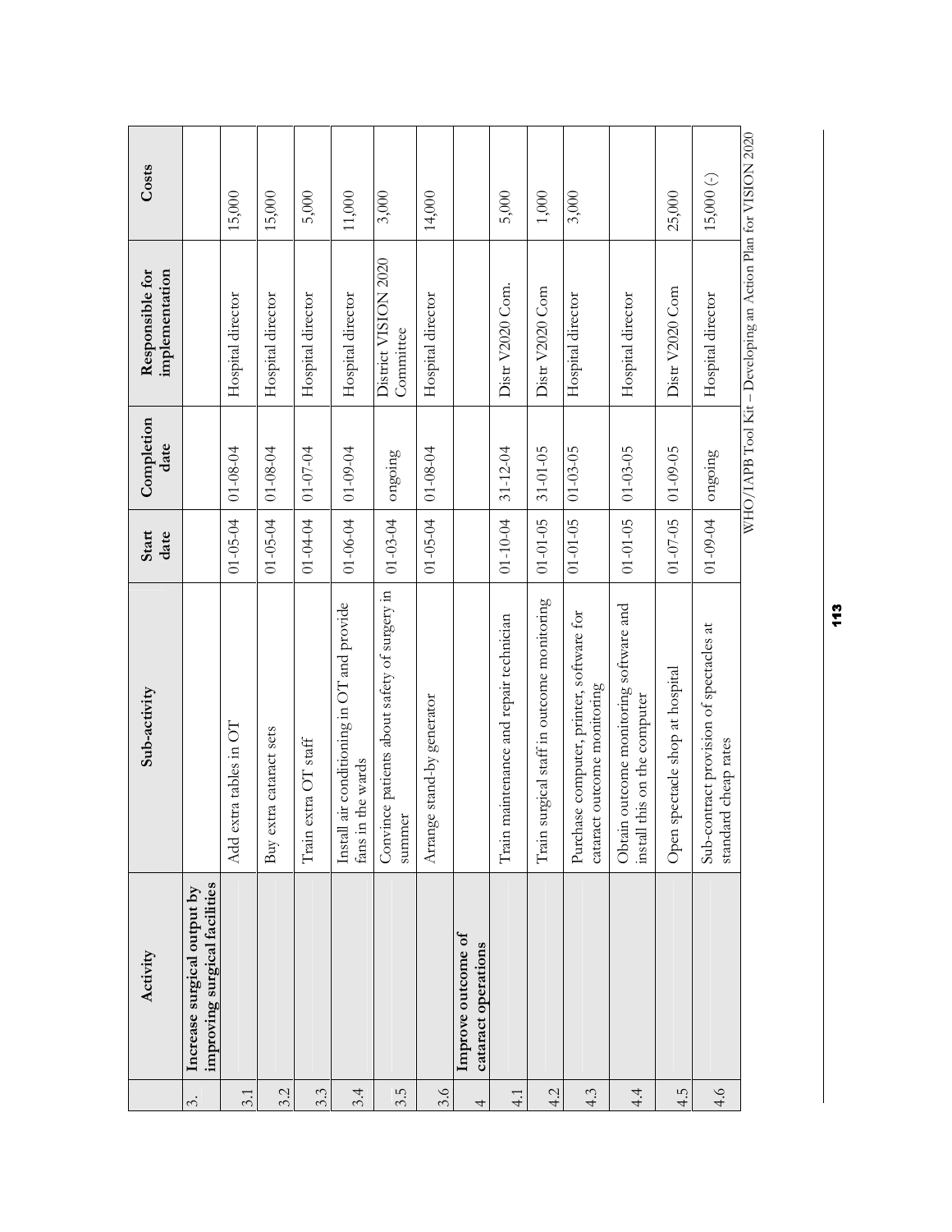|  | Activity | Sub-activity | Start date | Completion date | Responsible for implementation | Costs |
|---|---|---|---|---|---|---|
| 3. | **Increase surgical output by improving surgical facilities** |  |  |  |  |  |
| 3.1 |  | Add extra tables in OT | 01-05-04 | 01-08-04 | Hospital director | 15,000 |
| 3.2 |  | Buy extra cataract sets | 01-05-04 | 01-08-04 | Hospital director | 15,000 |
| 3.3 |  | Train extra OT staff | 01-04-04 | 01-07-04 | Hospital director | 5,000 |
| 3.4 |  | Install air conditioning in OT and provide fans in the wards | 01-06-04 | 01-09-04 | Hospital director | 11,000 |
| 3.5 |  | Convince patients about safety of surgery in summer | 01-03-04 | ongoing | District VISION 2020 Committee | 3,000 |
| 3.6 |  | Arrange stand-by generator | 01-05-04 | 01-08-04 | Hospital director | 14,000 |
| 4 | **Improve outcome of cataract operations** |  |  |  |  |  |
| 4.1 |  | Train maintenance and repair technician | 01-10-04 | 31-12-04 | Distr V2020 Com. | 5,000 |
| 4.2 |  | Train surgical staff in outcome monitoring | 01-01-05 | 31-01-05 | Distr V2020 Com | 1,000 |
| 4.3 |  | Purchase computer, printer, software for cataract outcome monitoring | 01-01-05 | 01-03-05 | Hospital director | 3,000 |
| 4.4 |  | Obtain outcome monitoring software and install this on the computer | 01-01-05 | 01-03-05 | Hospital director |  |
| 4.5 |  | Open spectacle shop at hospital | 01-07-05 | 01-09-05 | Distr V2020 Com | 25,000 |
| 4.6 |  | Sub-contract provision of spectacles at standard cheap rates | 01-09-04 | ongoing | Hospital director | 15,000 (-) |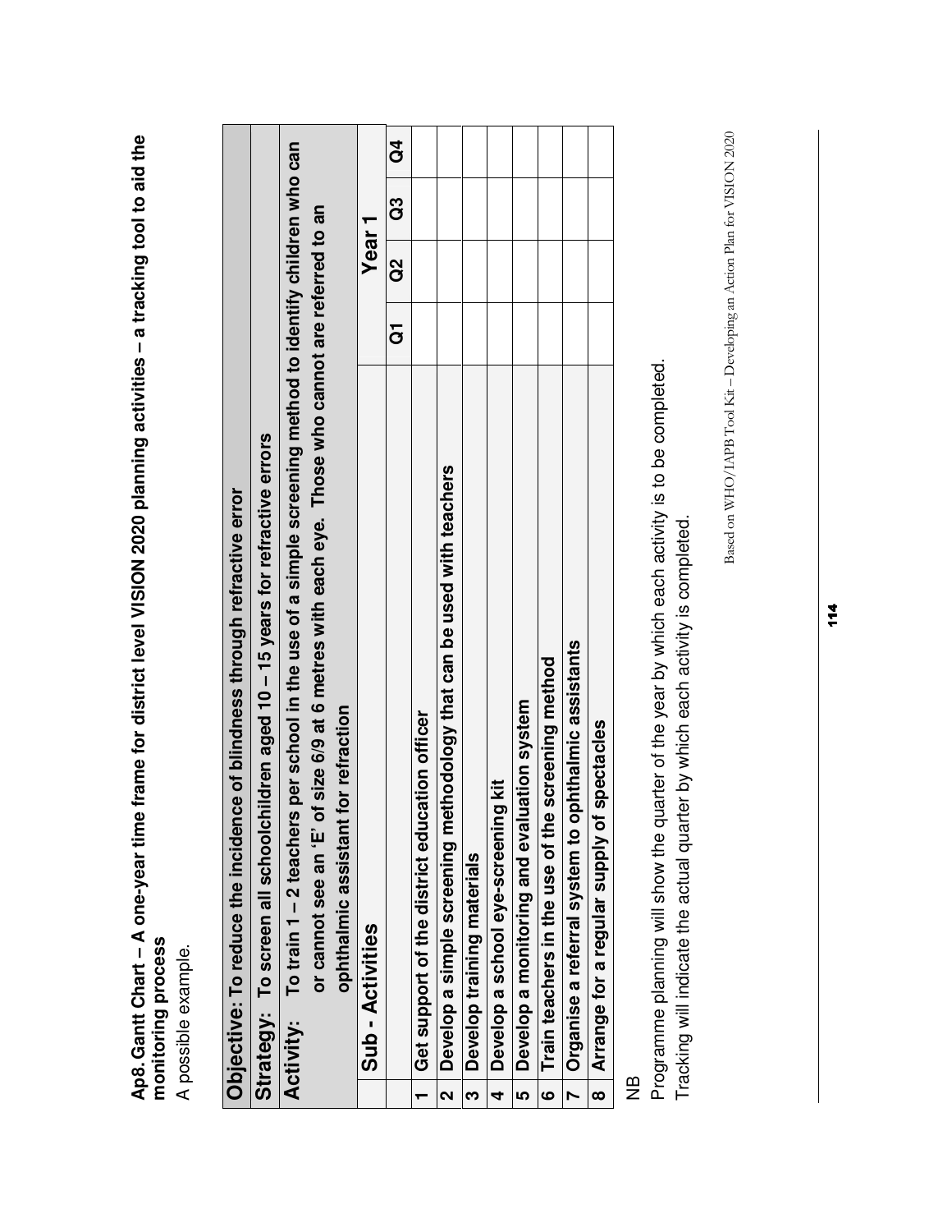**Ap8. Gantt Chart – A one-year time frame for district level VISION 2020 planning activities – a tracking tool to aid the monitoring process**

A possible example.

| | | | | | |
|---|---|---|---|---|---|
| **Objective:** To reduce the incidence of blindness through refractive error | | | | | |
| **Strategy:** To screen all schoolchildren aged 10 – 15 years for refractive errors | | | | | |
| **Activity:** To train 1 – 2 teachers per school in the use of a simple screening method to identify children who can or cannot see an 'E' of size 6/9 at 6 metres with each eye. Those who cannot are referred to an ophthalmic assistant for refraction | | | | | |
| | **Sub - Activities** | **Year 1** | | | |
| | | **Q1** | **Q2** | **Q3** | **Q4** |
| **1** | **Get support of the district education officer** | | | | |
| **2** | **Develop a simple screening methodology that can be used with teachers** | | | | |
| **3** | **Develop training materials** | | | | |
| **4** | **Develop a school eye-screening kit** | | | | |
| **5** | **Develop a monitoring and evaluation system** | | | | |
| **6** | **Train teachers in the use of the screening method** | | | | |
| **7** | **Organise a referral system to ophthalmic assistants** | | | | |
| **8** | **Arrange for a regular supply of spectacles** | | | | |

NB

Programme planning will show the quarter of the year by which each activity is to be completed.

Tracking will indicate the actual quarter by which each activity is completed.